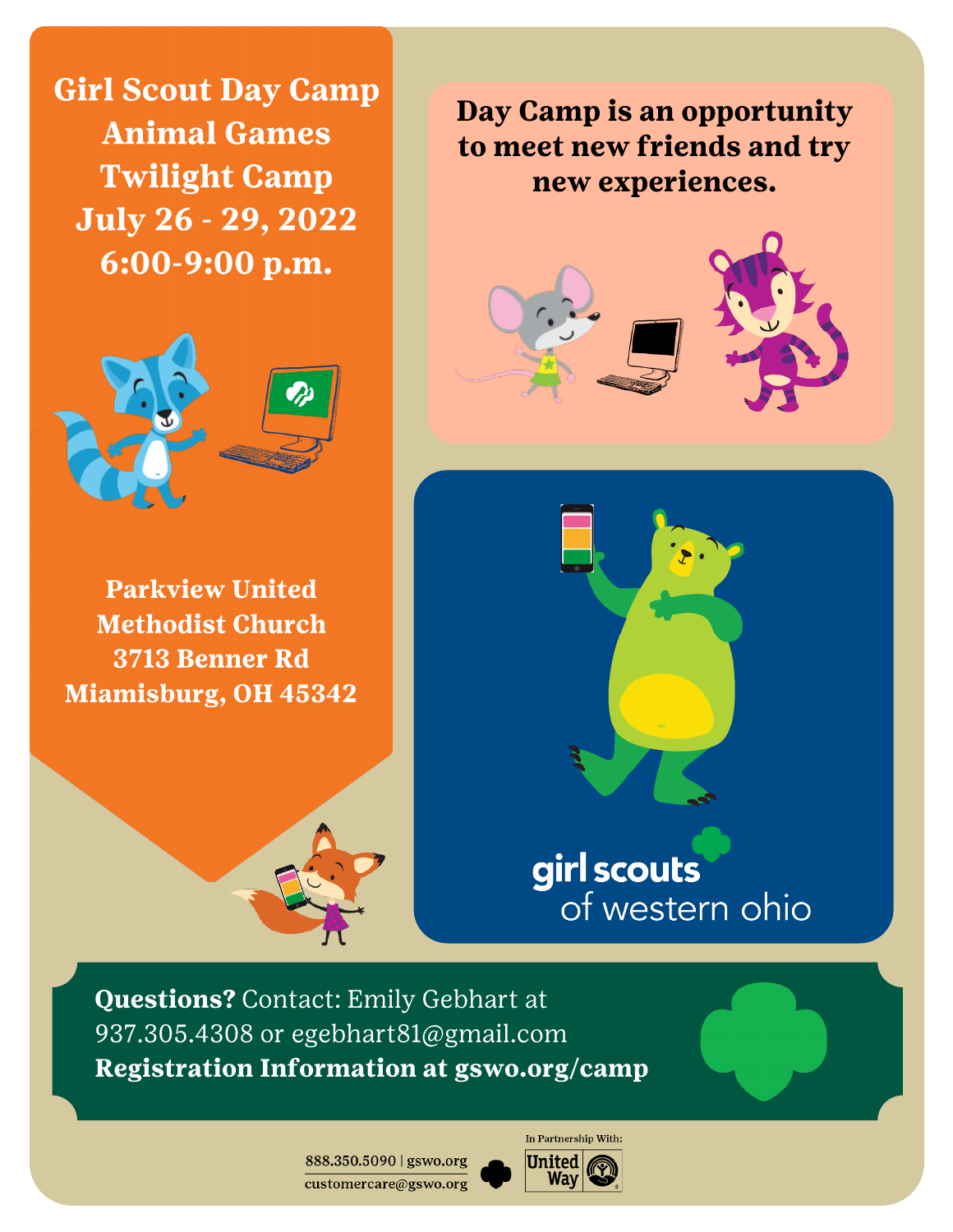# Girl Scout Day Camp Animal Games Twilight Camp July 26 - 29, 2022 6:00-9:00 p.m.

**Day Camp is an opportunity to meet new friends and try new experiences.**

**Parkview United Methodist Church**
**3713 Benner Rd**
**Miamisburg, OH 45342**

girl scouts of western ohio

**Questions?** Contact: Emily Gebhart at 937.305.4308 or egebhart81@gmail.com
**Registration Information at gswo.org/camp**

888.350.5090 | gswo.org
customercare@gswo.org

In Partnership With: United Way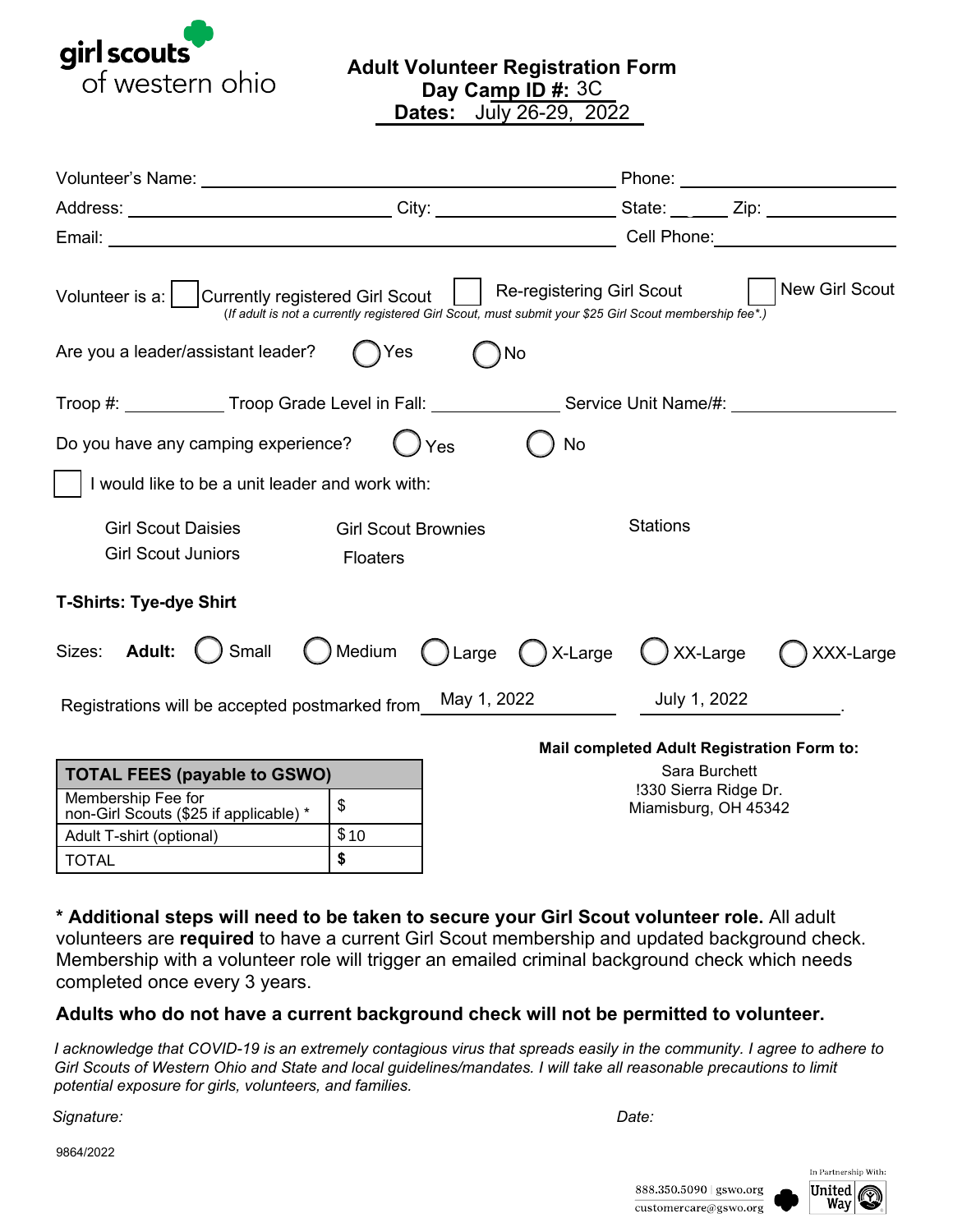girl scouts of western ohio

# Adult Volunteer Registration Form

**Day Camp ID #:** 3C

**Dates:** July 26-29, 2022

Volunteer's Name: ______________________ Phone: ______________

Address: ______________ City: ______________ State: ____ Zip: ________

Email: ______________________ Cell Phone: ______________

Volunteer is a: ☐ Currently registered Girl Scout ☐ Re-registering Girl Scout ☐ New Girl Scout

*(If adult is not a currently registered Girl Scout, must submit your $25 Girl Scout membership fee*.)*

Are you a leader/assistant leader? ◯ Yes ◯ No

Troop #: ________ Troop Grade Level in Fall: __________ Service Unit Name/#: ______________

Do you have any camping experience? ◯ Yes ◯ No

☐ I would like to be a unit leader and work with:

Girl Scout Daisies Girl Scout Brownies Stations

Girl Scout Juniors Floaters

**T-Shirts: Tye-dye Shirt**

Sizes: **Adult:** ◯ Small ◯ Medium ◯ Large ◯ X-Large ◯ XX-Large ◯ XXX-Large

Registrations will be accepted postmarked from May 1, 2022 July 1, 2022.

| **TOTAL FEES (payable to GSWO)** | |
|---|---|
| Membership Fee for non-Girl Scouts ($25 if applicable) * | $ |
| Adult T-shirt (optional) | $10 |
| TOTAL | **$** |

**Mail completed Adult Registration Form to:**

Sara Burchett
!330 Sierra Ridge Dr.
Miamisburg, OH 45342

**\* Additional steps will need to be taken to secure your Girl Scout volunteer role.** All adult volunteers are **required** to have a current Girl Scout membership and updated background check. Membership with a volunteer role will trigger an emailed criminal background check which needs completed once every 3 years.

**Adults who do not have a current background check will not be permitted to volunteer.**

*I acknowledge that COVID-19 is an extremely contagious virus that spreads easily in the community. I agree to adhere to Girl Scouts of Western Ohio and State and local guidelines/mandates. I will take all reasonable precautions to limit potential exposure for girls, volunteers, and families.*

*Signature:* *Date:*

9864/2022

888.350.5090 | gswo.org
customercare@gswo.org

In Partnership With: United Way